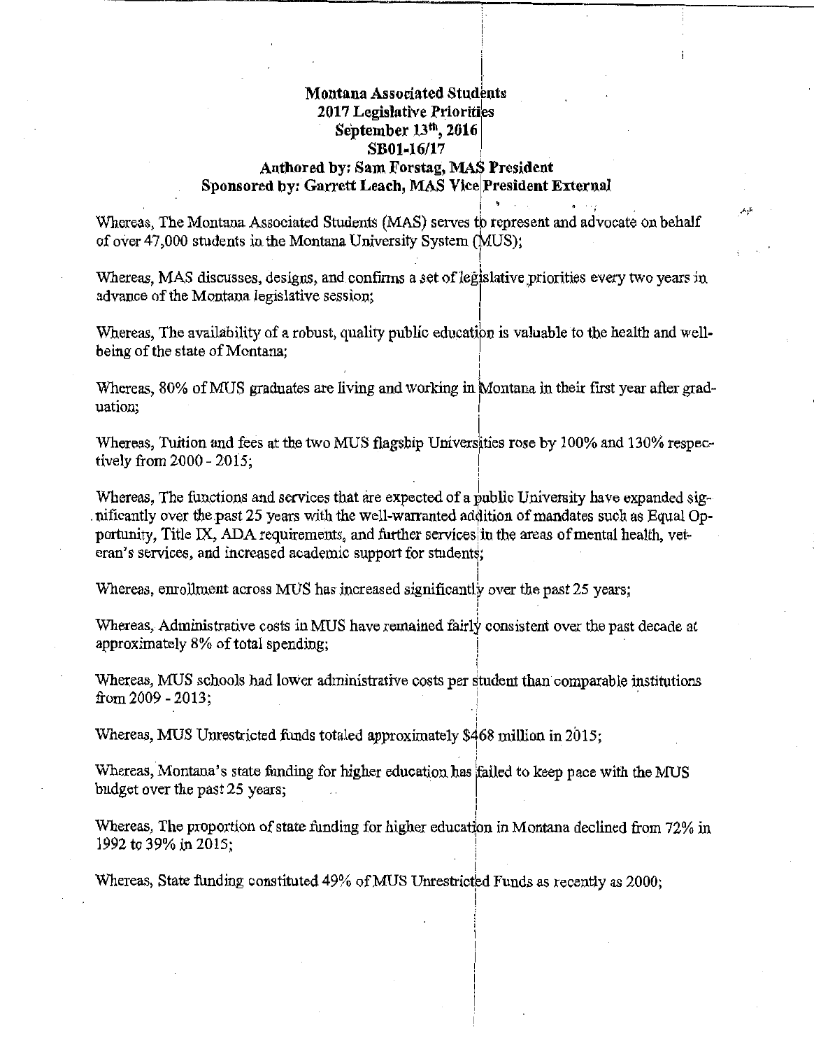**Montana Associated Students**
**2017 Legislative Priorities**
**September 13th, 2016**
**SB01-16/17**
**Authored by: Sam Forstag, MAS President**
**Sponsored by: Garrett Leach, MAS Vice President External**

Whereas, The Montana Associated Students (MAS) serves to represent and advocate on behalf of over 47,000 students in the Montana University System (MUS);

Whereas, MAS discusses, designs, and confirms a set of legislative priorities every two years in advance of the Montana legislative session;

Whereas, The availability of a robust, quality public education is valuable to the health and well-being of the state of Montana;

Whereas, 80% of MUS graduates are living and working in Montana in their first year after graduation;

Whereas, Tuition and fees at the two MUS flagship Universities rose by 100% and 130% respectively from 2000 - 2015;

Whereas, The functions and services that are expected of a public University have expanded significantly over the past 25 years with the well-warranted addition of mandates such as Equal Opportunity, Title IX, ADA requirements, and further services in the areas of mental health, veteran's services, and increased academic support for students;

Whereas, enrollment across MUS has increased significantly over the past 25 years;

Whereas, Administrative costs in MUS have remained fairly consistent over the past decade at approximately 8% of total spending;

Whereas, MUS schools had lower administrative costs per student than comparable institutions from 2009 - 2013;

Whereas, MUS Unrestricted funds totaled approximately $468 million in 2015;

Whereas, Montana's state funding for higher education has failed to keep pace with the MUS budget over the past 25 years;

Whereas, The proportion of state funding for higher education in Montana declined from 72% in 1992 to 39% in 2015;

Whereas, State funding constituted 49% of MUS Unrestricted Funds as recently as 2000;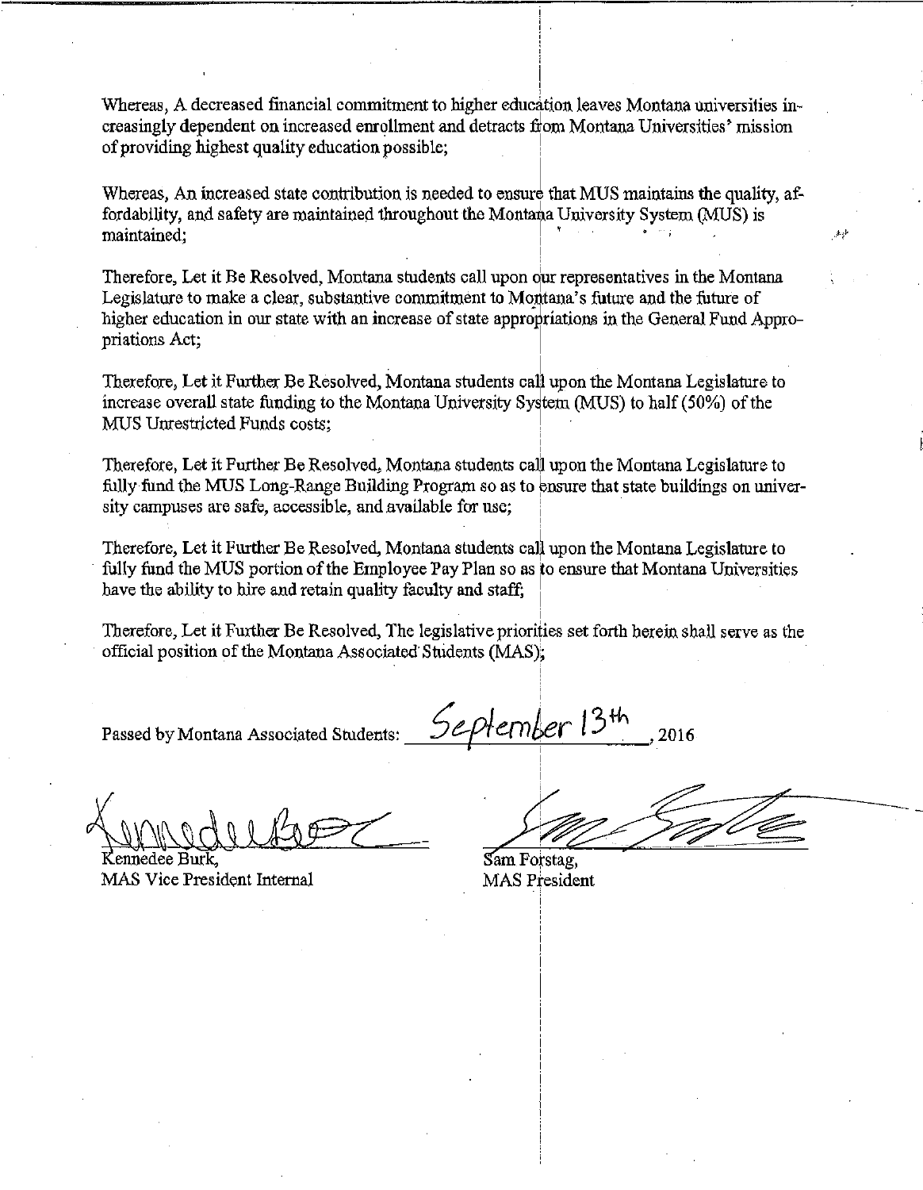Whereas, A decreased financial commitment to higher education leaves Montana universities increasingly dependent on increased enrollment and detracts from Montana Universities' mission of providing highest quality education possible;

Whereas, An increased state contribution is needed to ensure that MUS maintains the quality, affordability, and safety are maintained throughout the Montana University System (MUS) is maintained;

Therefore, Let it Be Resolved, Montana students call upon our representatives in the Montana Legislature to make a clear, substantive commitment to Montana's future and the future of higher education in our state with an increase of state appropriations in the General Fund Appropriations Act;

Therefore, Let it Further Be Resolved, Montana students call upon the Montana Legislature to increase overall state funding to the Montana University System (MUS) to half (50%) of the MUS Unrestricted Funds costs;

Therefore, Let it Further Be Resolved, Montana students call upon the Montana Legislature to fully fund the MUS Long-Range Building Program so as to ensure that state buildings on university campuses are safe, accessible, and available for use;

Therefore, Let it Further Be Resolved, Montana students call upon the Montana Legislature to fully fund the MUS portion of the Employee Pay Plan so as to ensure that Montana Universities have the ability to hire and retain quality faculty and staff;

Therefore, Let it Further Be Resolved, The legislative priorities set forth herein shall serve as the official position of the Montana Associated Students (MAS);

Passed by Montana Associated Students: September 13th, 2016

Kennedee Burk,
MAS Vice President Internal

Sam Forstag,
MAS President